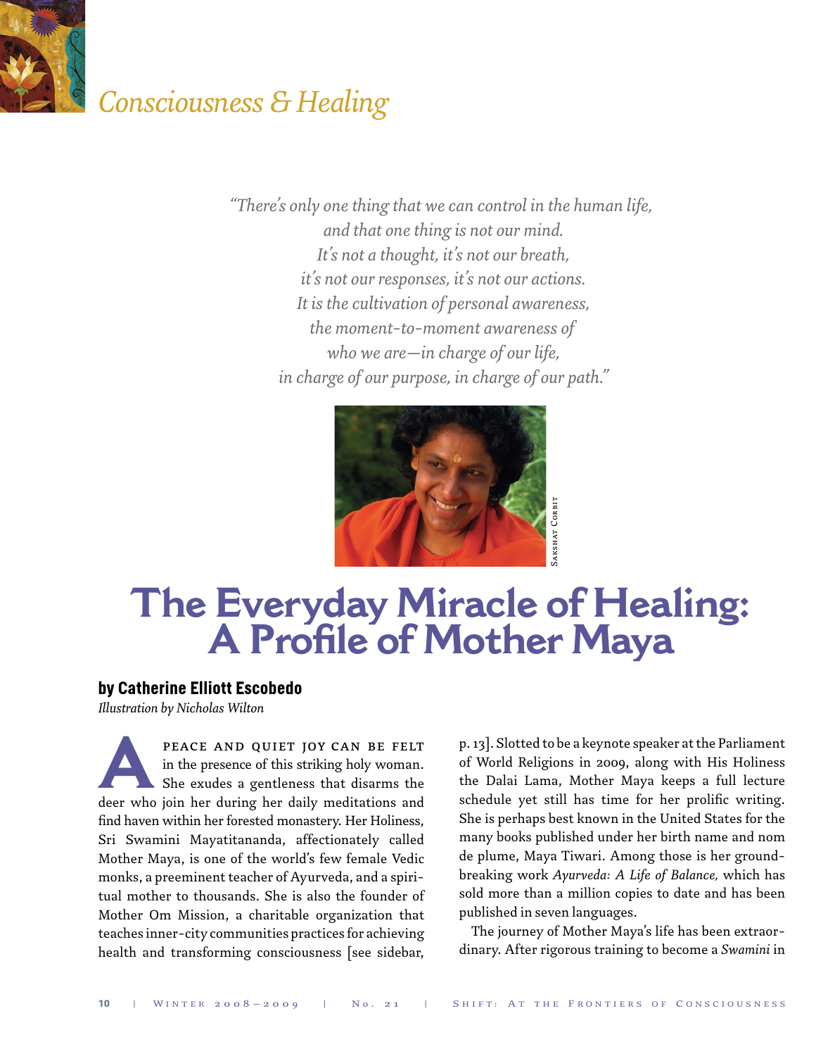*Consciousness & Healing*

*"There's only one thing that we can control in the human life,
and that one thing is not our mind.
It's not a thought, it's not our breath,
it's not our responses, it's not our actions.
It is the cultivation of personal awareness,
the moment-to-moment awareness of
who we are—in charge of our life,
in charge of our purpose, in charge of our path."*

Sakshat Corbit

# The Everyday Miracle of Healing: A Profile of Mother Maya

**by Catherine Elliott Escobedo**

*Illustration by Nicholas Wilton*

A peace and quiet joy can be felt in the presence of this striking holy woman. She exudes a gentleness that disarms the deer who join her during her daily meditations and find haven within her forested monastery. Her Holiness, Sri Swamini Mayatitananda, affectionately called Mother Maya, is one of the world's few female Vedic monks, a preeminent teacher of Ayurveda, and a spiritual mother to thousands. She is also the founder of Mother Om Mission, a charitable organization that teaches inner-city communities practices for achieving health and transforming consciousness [see sidebar, p. 13]. Slotted to be a keynote speaker at the Parliament of World Religions in 2009, along with His Holiness the Dalai Lama, Mother Maya keeps a full lecture schedule yet still has time for her prolific writing. She is perhaps best known in the United States for the many books published under her birth name and nom de plume, Maya Tiwari. Among those is her groundbreaking work *Ayurveda: A Life of Balance,* which has sold more than a million copies to date and has been published in seven languages.

The journey of Mother Maya's life has been extraordinary. After rigorous training to become a *Swamini* in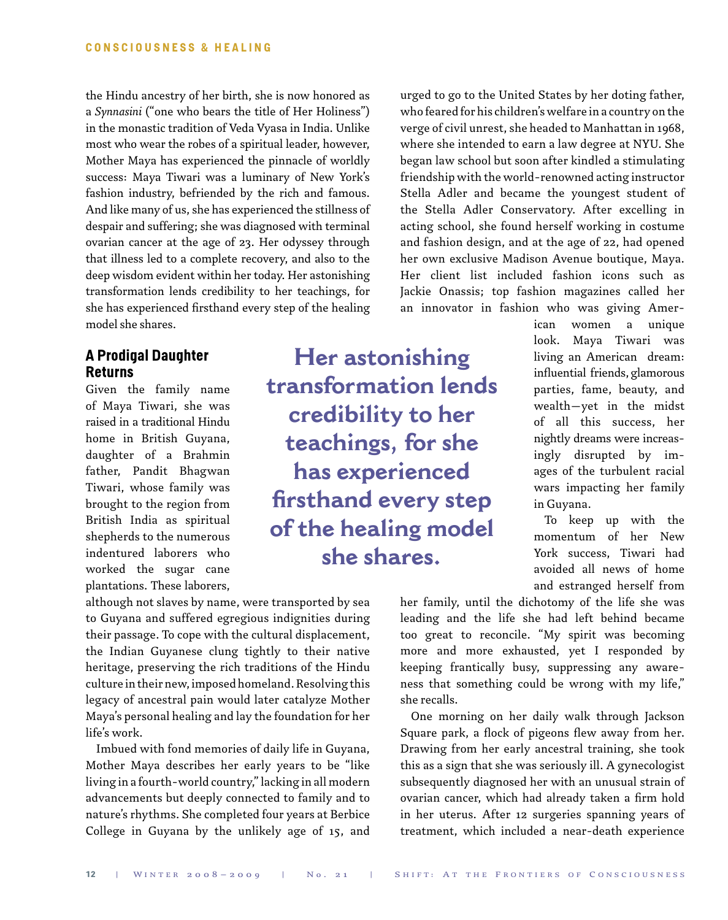the Hindu ancestry of her birth, she is now honored as a *Synnasini* ("one who bears the title of Her Holiness") in the monastic tradition of Veda Vyasa in India. Unlike most who wear the robes of a spiritual leader, however, Mother Maya has experienced the pinnacle of worldly success: Maya Tiwari was a luminary of New York's fashion industry, befriended by the rich and famous. And like many of us, she has experienced the stillness of despair and suffering; she was diagnosed with terminal ovarian cancer at the age of 23. Her odyssey through that illness led to a complete recovery, and also to the deep wisdom evident within her today. Her astonishing transformation lends credibility to her teachings, for she has experienced firsthand every step of the healing model she shares.

## A Prodigal Daughter Returns

Given the family name of Maya Tiwari, she was raised in a traditional Hindu home in British Guyana, daughter of a Brahmin father, Pandit Bhagwan Tiwari, whose family was brought to the region from British India as spiritual shepherds to the numerous indentured laborers who worked the sugar cane plantations. These laborers, although not slaves by name, were transported by sea to Guyana and suffered egregious indignities during their passage. To cope with the cultural displacement, the Indian Guyanese clung tightly to their native heritage, preserving the rich traditions of the Hindu culture in their new, imposed homeland. Resolving this legacy of ancestral pain would later catalyze Mother Maya's personal healing and lay the foundation for her life's work.

Imbued with fond memories of daily life in Guyana, Mother Maya describes her early years to be "like living in a fourth-world country," lacking in all modern advancements but deeply connected to family and to nature's rhythms. She completed four years at Berbice College in Guyana by the unlikely age of 15, and urged to go to the United States by her doting father, who feared for his children's welfare in a country on the verge of civil unrest, she headed to Manhattan in 1968, where she intended to earn a law degree at NYU. She began law school but soon after kindled a stimulating friendship with the world-renowned acting instructor Stella Adler and became the youngest student of the Stella Adler Conservatory. After excelling in acting school, she found herself working in costume and fashion design, and at the age of 22, had opened her own exclusive Madison Avenue boutique, Maya. Her client list included fashion icons such as Jackie Onassis; top fashion magazines called her an innovator in fashion who was giving American women a unique look. Maya Tiwari was living an American dream: influential friends, glamorous parties, fame, beauty, and wealth—yet in the midst of all this success, her nightly dreams were increasingly disrupted by images of the turbulent racial wars impacting her family in Guyana.

> **Her astonishing transformation lends credibility to her teachings, for she has experienced firsthand every step of the healing model she shares.**

To keep up with the momentum of her New York success, Tiwari had avoided all news of home and estranged herself from her family, until the dichotomy of the life she was leading and the life she had left behind became too great to reconcile. "My spirit was becoming more and more exhausted, yet I responded by keeping frantically busy, suppressing any awareness that something could be wrong with my life," she recalls.

One morning on her daily walk through Jackson Square park, a flock of pigeons flew away from her. Drawing from her early ancestral training, she took this as a sign that she was seriously ill. A gynecologist subsequently diagnosed her with an unusual strain of ovarian cancer, which had already taken a firm hold in her uterus. After 12 surgeries spanning years of treatment, which included a near-death experience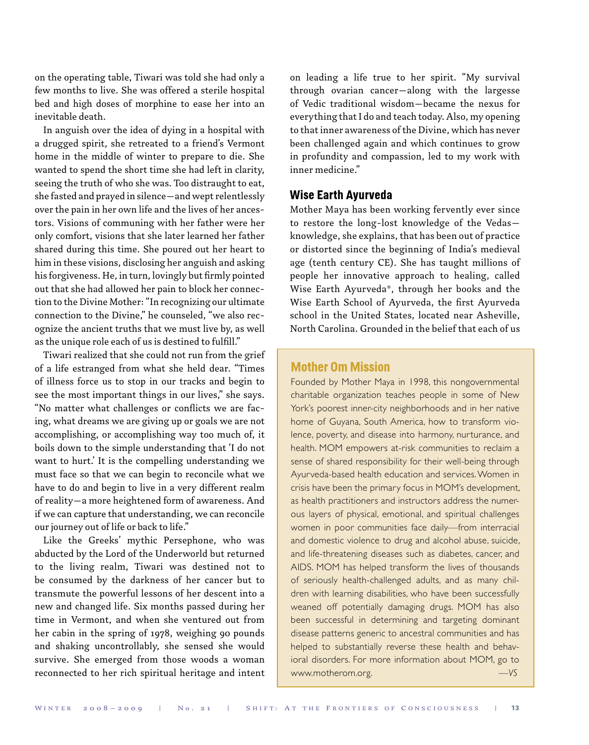on the operating table, Tiwari was told she had only a few months to live. She was offered a sterile hospital bed and high doses of morphine to ease her into an inevitable death.

In anguish over the idea of dying in a hospital with a drugged spirit, she retreated to a friend's Vermont home in the middle of winter to prepare to die. She wanted to spend the short time she had left in clarity, seeing the truth of who she was. Too distraught to eat, she fasted and prayed in silence—and wept relentlessly over the pain in her own life and the lives of her ancestors. Visions of communing with her father were her only comfort, visions that she later learned her father shared during this time. She poured out her heart to him in these visions, disclosing her anguish and asking his forgiveness. He, in turn, lovingly but firmly pointed out that she had allowed her pain to block her connection to the Divine Mother: "In recognizing our ultimate connection to the Divine," he counseled, "we also recognize the ancient truths that we must live by, as well as the unique role each of us is destined to fulfill."

Tiwari realized that she could not run from the grief of a life estranged from what she held dear. "Times of illness force us to stop in our tracks and begin to see the most important things in our lives," she says. "No matter what challenges or conflicts we are facing, what dreams we are giving up or goals we are not accomplishing, or accomplishing way too much of, it boils down to the simple understanding that 'I do not want to hurt.' It is the compelling understanding we must face so that we can begin to reconcile what we have to do and begin to live in a very different realm of reality—a more heightened form of awareness. And if we can capture that understanding, we can reconcile our journey out of life or back to life."

Like the Greeks' mythic Persephone, who was abducted by the Lord of the Underworld but returned to the living realm, Tiwari was destined not to be consumed by the darkness of her cancer but to transmute the powerful lessons of her descent into a new and changed life. Six months passed during her time in Vermont, and when she ventured out from her cabin in the spring of 1978, weighing 90 pounds and shaking uncontrollably, she sensed she would survive. She emerged from those woods a woman reconnected to her rich spiritual heritage and intent on leading a life true to her spirit. "My survival through ovarian cancer—along with the largesse of Vedic traditional wisdom—became the nexus for everything that I do and teach today. Also, my opening to that inner awareness of the Divine, which has never been challenged again and which continues to grow in profundity and compassion, led to my work with inner medicine."

## Wise Earth Ayurveda

Mother Maya has been working fervently ever since to restore the long-lost knowledge of the Vedas—knowledge, she explains, that has been out of practice or distorted since the beginning of India's medieval age (tenth century CE). She has taught millions of people her innovative approach to healing, called Wise Earth Ayurveda®, through her books and the Wise Earth School of Ayurveda, the first Ayurveda school in the United States, located near Asheville, North Carolina. Grounded in the belief that each of us

## Mother Om Mission

Founded by Mother Maya in 1998, this nongovernmental charitable organization teaches people in some of New York's poorest inner-city neighborhoods and in her native home of Guyana, South America, how to transform violence, poverty, and disease into harmony, nurturance, and health. MOM empowers at-risk communities to reclaim a sense of shared responsibility for their well-being through Ayurveda-based health education and services. Women in crisis have been the primary focus in MOM's development, as health practitioners and instructors address the numerous layers of physical, emotional, and spiritual challenges women in poor communities face daily—from interracial and domestic violence to drug and alcohol abuse, suicide, and life-threatening diseases such as diabetes, cancer, and AIDS. MOM has helped transform the lives of thousands of seriously health-challenged adults, and as many children with learning disabilities, who have been successfully weaned off potentially damaging drugs. MOM has also been successful in determining and targeting dominant disease patterns generic to ancestral communities and has helped to substantially reverse these health and behavioral disorders. For more information about MOM, go to www.motherom.org. —*VS*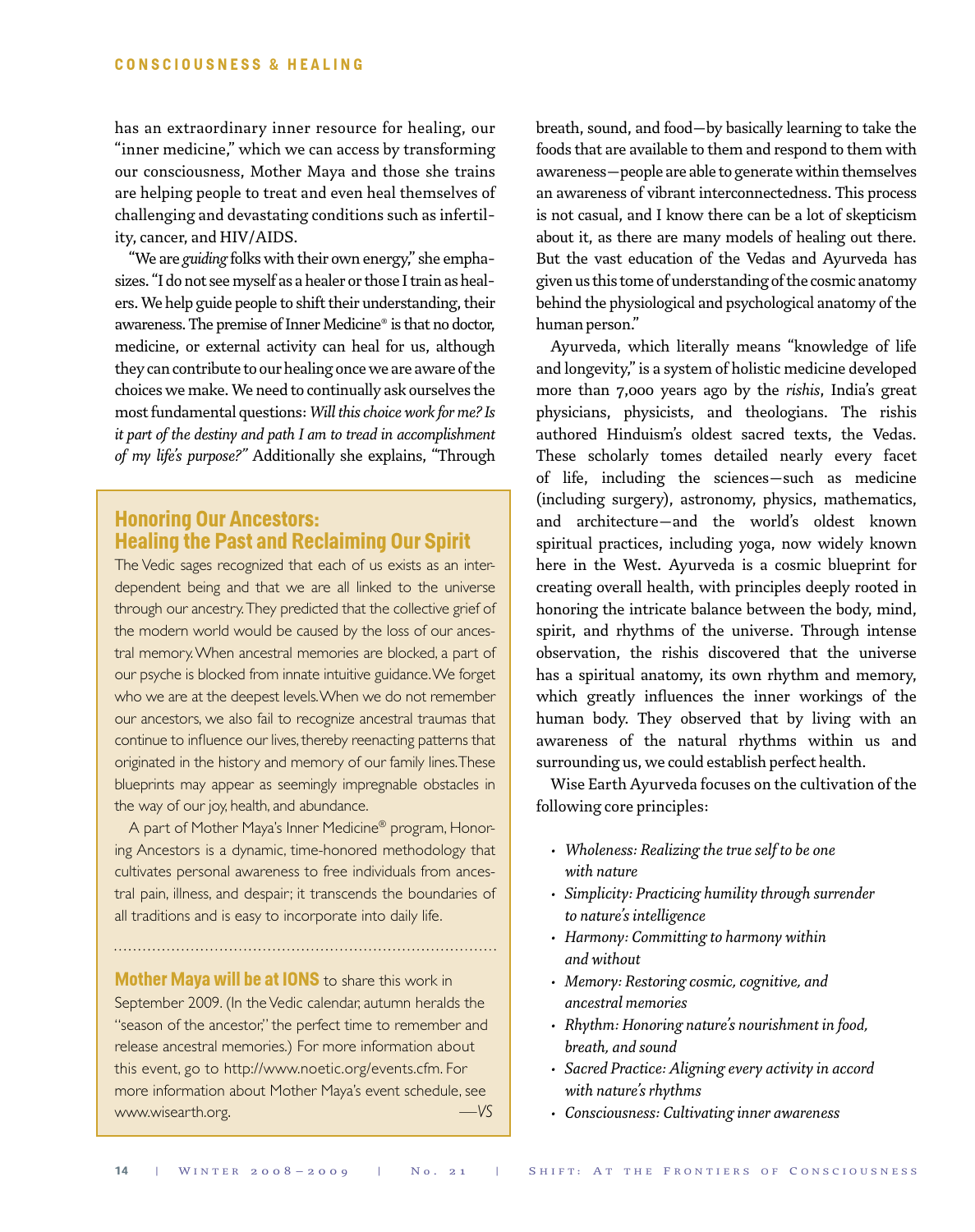has an extraordinary inner resource for healing, our "inner medicine," which we can access by transforming our consciousness, Mother Maya and those she trains are helping people to treat and even heal themselves of challenging and devastating conditions such as infertility, cancer, and HIV/AIDS.

"We are *guiding* folks with their own energy," she emphasizes. "I do not see myself as a healer or those I train as healers. We help guide people to shift their understanding, their awareness. The premise of Inner Medicine® is that no doctor, medicine, or external activity can heal for us, although they can contribute to our healing once we are aware of the choices we make. We need to continually ask ourselves the most fundamental questions: *Will this choice work for me? Is it part of the destiny and path I am to tread in accomplishment of my life's purpose?"* Additionally she explains, "Through breath, sound, and food—by basically learning to take the foods that are available to them and respond to them with awareness—people are able to generate within themselves an awareness of vibrant interconnectedness. This process is not casual, and I know there can be a lot of skepticism about it, as there are many models of healing out there. But the vast education of the Vedas and Ayurveda has given us this tome of understanding of the cosmic anatomy behind the physiological and psychological anatomy of the human person."

Ayurveda, which literally means "knowledge of life and longevity," is a system of holistic medicine developed more than 7,000 years ago by the *rishis*, India's great physicians, physicists, and theologians. The rishis authored Hinduism's oldest sacred texts, the Vedas. These scholarly tomes detailed nearly every facet of life, including the sciences—such as medicine (including surgery), astronomy, physics, mathematics, and architecture—and the world's oldest known spiritual practices, including yoga, now widely known here in the West. Ayurveda is a cosmic blueprint for creating overall health, with principles deeply rooted in honoring the intricate balance between the body, mind, spirit, and rhythms of the universe. Through intense observation, the rishis discovered that the universe has a spiritual anatomy, its own rhythm and memory, which greatly influences the inner workings of the human body. They observed that by living with an awareness of the natural rhythms within us and surrounding us, we could establish perfect health.

Wise Earth Ayurveda focuses on the cultivation of the following core principles:

- *Wholeness: Realizing the true self to be one with nature*
- *Simplicity: Practicing humility through surrender to nature's intelligence*
- *Harmony: Committing to harmony within and without*
- *Memory: Restoring cosmic, cognitive, and ancestral memories*
- *Rhythm: Honoring nature's nourishment in food, breath, and sound*
- *Sacred Practice: Aligning every activity in accord with nature's rhythms*
- *Consciousness: Cultivating inner awareness*

## Honoring Our Ancestors: Healing the Past and Reclaiming Our Spirit

The Vedic sages recognized that each of us exists as an interdependent being and that we are all linked to the universe through our ancestry. They predicted that the collective grief of the modern world would be caused by the loss of our ancestral memory. When ancestral memories are blocked, a part of our psyche is blocked from innate intuitive guidance. We forget who we are at the deepest levels. When we do not remember our ancestors, we also fail to recognize ancestral traumas that continue to influence our lives, thereby reenacting patterns that originated in the history and memory of our family lines. These blueprints may appear as seemingly impregnable obstacles in the way of our joy, health, and abundance.

A part of Mother Maya's Inner Medicine® program, Honoring Ancestors is a dynamic, time-honored methodology that cultivates personal awareness to free individuals from ancestral pain, illness, and despair; it transcends the boundaries of all traditions and is easy to incorporate into daily life.

**Mother Maya will be at IONS** to share this work in September 2009. (In the Vedic calendar, autumn heralds the "season of the ancestor," the perfect time to remember and release ancestral memories.) For more information about this event, go to http://www.noetic.org/events.cfm. For more information about Mother Maya's event schedule, see www.wisearth.org. —*VS*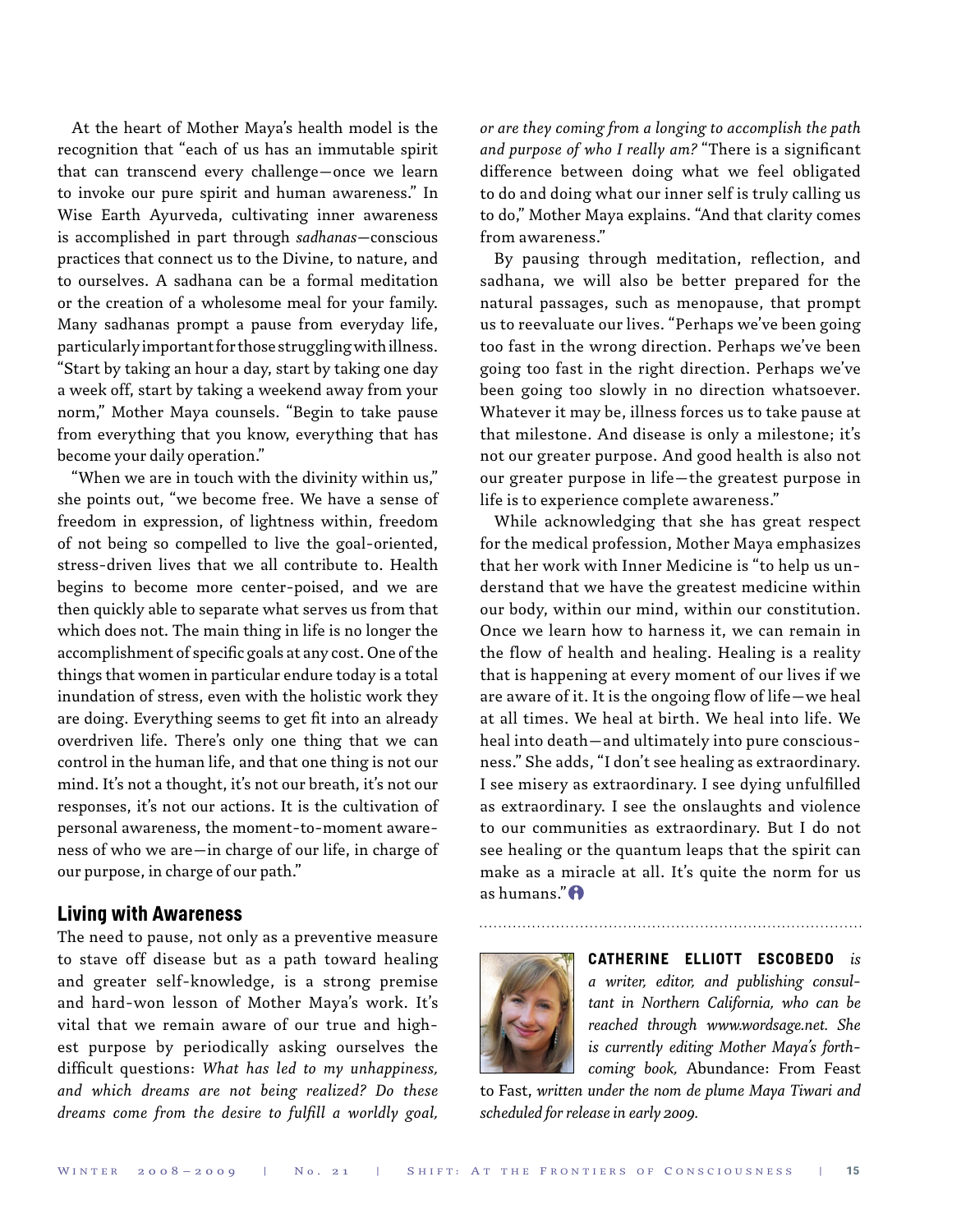At the heart of Mother Maya's health model is the recognition that "each of us has an immutable spirit that can transcend every challenge—once we learn to invoke our pure spirit and human awareness." In Wise Earth Ayurveda, cultivating inner awareness is accomplished in part through *sadhanas*—conscious practices that connect us to the Divine, to nature, and to ourselves. A sadhana can be a formal meditation or the creation of a wholesome meal for your family. Many sadhanas prompt a pause from everyday life, particularly important for those struggling with illness. "Start by taking an hour a day, start by taking one day a week off, start by taking a weekend away from your norm," Mother Maya counsels. "Begin to take pause from everything that you know, everything that has become your daily operation."

"When we are in touch with the divinity within us," she points out, "we become free. We have a sense of freedom in expression, of lightness within, freedom of not being so compelled to live the goal-oriented, stress-driven lives that we all contribute to. Health begins to become more center-poised, and we are then quickly able to separate what serves us from that which does not. The main thing in life is no longer the accomplishment of specific goals at any cost. One of the things that women in particular endure today is a total inundation of stress, even with the holistic work they are doing. Everything seems to get fit into an already overdriven life. There's only one thing that we can control in the human life, and that one thing is not our mind. It's not a thought, it's not our breath, it's not our responses, it's not our actions. It is the cultivation of personal awareness, the moment-to-moment awareness of who we are—in charge of our life, in charge of our purpose, in charge of our path."

## Living with Awareness

The need to pause, not only as a preventive measure to stave off disease but as a path toward healing and greater self-knowledge, is a strong premise and hard-won lesson of Mother Maya's work. It's vital that we remain aware of our true and highest purpose by periodically asking ourselves the difficult questions: *What has led to my unhappiness, and which dreams are not being realized? Do these dreams come from the desire to fulfill a worldly goal, or are they coming from a longing to accomplish the path and purpose of who I really am?* "There is a significant difference between doing what we feel obligated to do and doing what our inner self is truly calling us to do," Mother Maya explains. "And that clarity comes from awareness."

By pausing through meditation, reflection, and sadhana, we will also be better prepared for the natural passages, such as menopause, that prompt us to reevaluate our lives. "Perhaps we've been going too fast in the wrong direction. Perhaps we've been going too fast in the right direction. Perhaps we've been going too slowly in no direction whatsoever. Whatever it may be, illness forces us to take pause at that milestone. And disease is only a milestone; it's not our greater purpose. And good health is also not our greater purpose in life—the greatest purpose in life is to experience complete awareness."

While acknowledging that she has great respect for the medical profession, Mother Maya emphasizes that her work with Inner Medicine is "to help us understand that we have the greatest medicine within our body, within our mind, within our constitution. Once we learn how to harness it, we can remain in the flow of health and healing. Healing is a reality that is happening at every moment of our lives if we are aware of it. It is the ongoing flow of life—we heal at all times. We heal at birth. We heal into life. We heal into death—and ultimately into pure consciousness." She adds, "I don't see healing as extraordinary. I see misery as extraordinary. I see dying unfulfilled as extraordinary. I see the onslaughts and violence to our communities as extraordinary. But I do not see healing or the quantum leaps that the spirit can make as a miracle at all. It's quite the norm for us as humans."

---

**CATHERINE ELLIOTT ESCOBEDO** *is a writer, editor, and publishing consultant in Northern California, who can be reached through www.wordsage.net. She is currently editing Mother Maya's forthcoming book,* Abundance: From Feast to Fast, *written under the nom de plume Maya Tiwari and scheduled for release in early 2009.*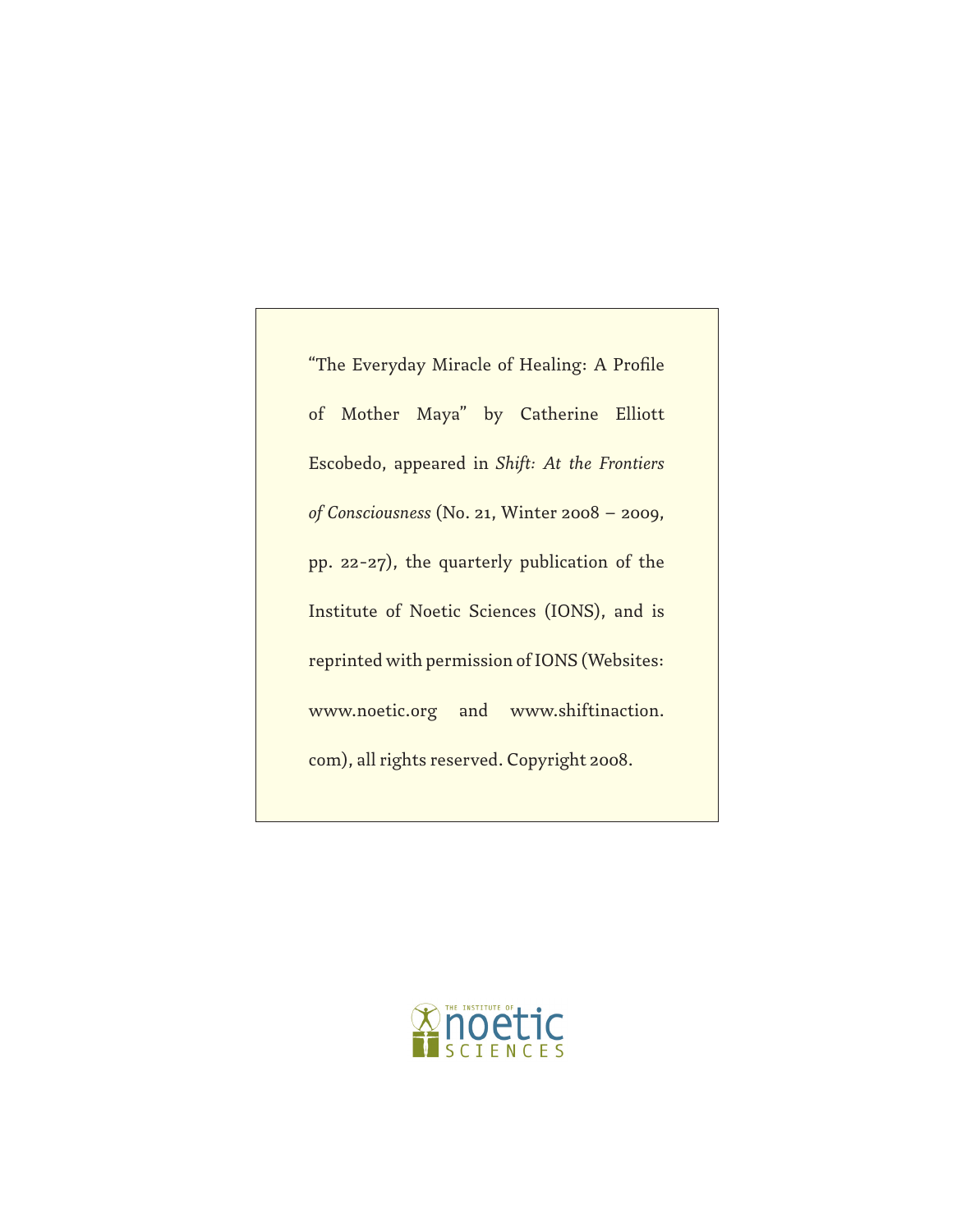"The Everyday Miracle of Healing: A Profile of Mother Maya" by Catherine Elliott Escobedo, appeared in *Shift: At the Frontiers of Consciousness* (No. 21, Winter 2008 – 2009, pp. 22-27), the quarterly publication of the Institute of Noetic Sciences (IONS), and is reprinted with permission of IONS (Websites: www.noetic.org and www.shiftinaction.com), all rights reserved. Copyright 2008.

THE INSTITUTE OF noetic SCIENCES